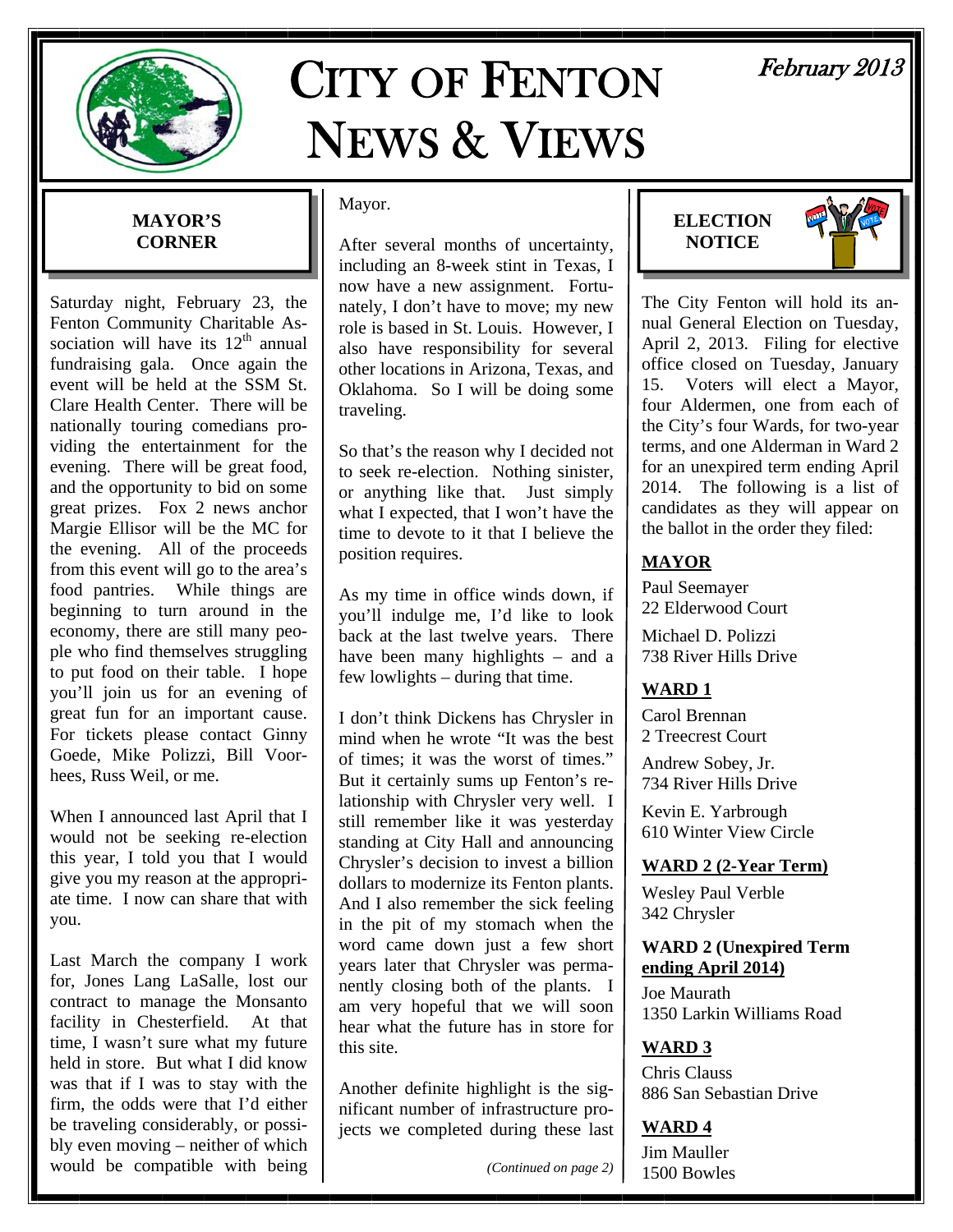# CITY OF FENTON NEWS & VIEWS

February 2013

## MAYOR'S CORNER

Saturday night, February 23, the Fenton Community Charitable Association will have its 12th annual fundraising gala. Once again the event will be held at the SSM St. Clare Health Center. There will be nationally touring comedians providing the entertainment for the evening. There will be great food, and the opportunity to bid on some great prizes. Fox 2 news anchor Margie Ellisor will be the MC for the evening. All of the proceeds from this event will go to the area's food pantries. While things are beginning to turn around in the economy, there are still many people who find themselves struggling to put food on their table. I hope you'll join us for an evening of great fun for an important cause. For tickets please contact Ginny Goede, Mike Polizzi, Bill Voorhees, Russ Weil, or me.

When I announced last April that I would not be seeking re-election this year, I told you that I would give you my reason at the appropriate time. I now can share that with you.

Last March the company I work for, Jones Lang LaSalle, lost our contract to manage the Monsanto facility in Chesterfield. At that time, I wasn't sure what my future held in store. But what I did know was that if I was to stay with the firm, the odds were that I'd either be traveling considerably, or possibly even moving – neither of which would be compatible with being Mayor.

After several months of uncertainty, including an 8-week stint in Texas, I now have a new assignment. Fortunately, I don't have to move; my new role is based in St. Louis. However, I also have responsibility for several other locations in Arizona, Texas, and Oklahoma. So I will be doing some traveling.

So that's the reason why I decided not to seek re-election. Nothing sinister, or anything like that. Just simply what I expected, that I won't have the time to devote to it that I believe the position requires.

As my time in office winds down, if you'll indulge me, I'd like to look back at the last twelve years. There have been many highlights – and a few lowlights – during that time.

I don't think Dickens has Chrysler in mind when he wrote "It was the best of times; it was the worst of times." But it certainly sums up Fenton's relationship with Chrysler very well. I still remember like it was yesterday standing at City Hall and announcing Chrysler's decision to invest a billion dollars to modernize its Fenton plants. And I also remember the sick feeling in the pit of my stomach when the word came down just a few short years later that Chrysler was permanently closing both of the plants. I am very hopeful that we will soon hear what the future has in store for this site.

Another definite highlight is the significant number of infrastructure projects we completed during these last

*(Continued on page 2)*

## ELECTION NOTICE

The City Fenton will hold its annual General Election on Tuesday, April 2, 2013. Filing for elective office closed on Tuesday, January 15. Voters will elect a Mayor, four Aldermen, one from each of the City's four Wards, for two-year terms, and one Alderman in Ward 2 for an unexpired term ending April 2014. The following is a list of candidates as they will appear on the ballot in the order they filed:

**MAYOR**

Paul Seemayer
22 Elderwood Court

Michael D. Polizzi
738 River Hills Drive

**WARD 1**

Carol Brennan
2 Treecrest Court

Andrew Sobey, Jr.
734 River Hills Drive

Kevin E. Yarbrough
610 Winter View Circle

**WARD 2 (2-Year Term)**

Wesley Paul Verble
342 Chrysler

**WARD 2 (Unexpired Term ending April 2014)**

Joe Maurath
1350 Larkin Williams Road

**WARD 3**

Chris Clauss
886 San Sebastian Drive

**WARD 4**

Jim Mauller
1500 Bowles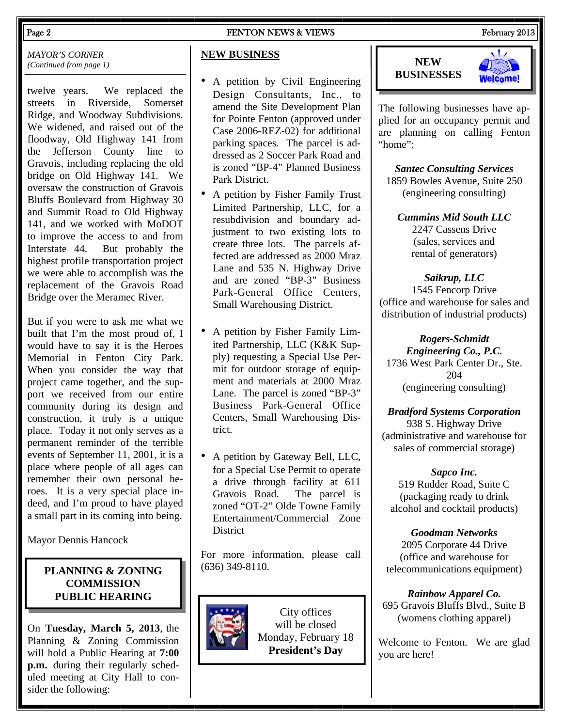*MAYOR'S CORNER*
*(Continued from page 1)*

twelve years. We replaced the streets in Riverside, Somerset Ridge, and Woodway Subdivisions. We widened, and raised out of the floodway, Old Highway 141 from the Jefferson County line to Gravois, including replacing the old bridge on Old Highway 141. We oversaw the construction of Gravois Bluffs Boulevard from Highway 30 and Summit Road to Old Highway 141, and we worked with MoDOT to improve the access to and from Interstate 44. But probably the highest profile transportation project we were able to accomplish was the replacement of the Gravois Road Bridge over the Meramec River.

But if you were to ask me what we built that I'm the most proud of, I would have to say it is the Heroes Memorial in Fenton City Park. When you consider the way that project came together, and the support we received from our entire community during its design and construction, it truly is a unique place. Today it not only serves as a permanent reminder of the terrible events of September 11, 2001, it is a place where people of all ages can remember their own personal heroes. It is a very special place indeed, and I'm proud to have played a small part in its coming into being.

Mayor Dennis Hancock

## PLANNING & ZONING COMMISSION PUBLIC HEARING

On **Tuesday, March 5, 2013**, the Planning & Zoning Commission will hold a Public Hearing at **7:00 p.m.** during their regularly scheduled meeting at City Hall to consider the following:

## NEW BUSINESS

- A petition by Civil Engineering Design Consultants, Inc., to amend the Site Development Plan for Pointe Fenton (approved under Case 2006-REZ-02) for additional parking spaces. The parcel is addressed as 2 Soccer Park Road and is zoned "BP-4" Planned Business Park District.
- A petition by Fisher Family Trust Limited Partnership, LLC, for a resubdivision and boundary adjustment to two existing lots to create three lots. The parcels affected are addressed as 2000 Mraz Lane and 535 N. Highway Drive and are zoned "BP-3" Business Park-General Office Centers, Small Warehousing District.
- A petition by Fisher Family Limited Partnership, LLC (K&K Supply) requesting a Special Use Permit for outdoor storage of equipment and materials at 2000 Mraz Lane. The parcel is zoned "BP-3" Business Park-General Office Centers, Small Warehousing District.
- A petition by Gateway Bell, LLC, for a Special Use Permit to operate a drive through facility at 611 Gravois Road. The parcel is zoned "OT-2" Olde Towne Family Entertainment/Commercial Zone District

For more information, please call (636) 349-8110.

City offices will be closed Monday, February 18 **President's Day**

## NEW BUSINESSES

Welcome!

The following businesses have applied for an occupancy permit and are planning on calling Fenton "home":

***Santec Consulting Services***
1859 Bowles Avenue, Suite 250
(engineering consulting)

***Cummins Mid South LLC***
2247 Cassens Drive
(sales, services and rental of generators)

***Saikrup, LLC***
1545 Fencorp Drive
(office and warehouse for sales and distribution of industrial products)

***Rogers-Schmidt Engineering Co., P.C.***
1736 West Park Center Dr., Ste. 204
(engineering consulting)

***Bradford Systems Corporation***
938 S. Highway Drive
(administrative and warehouse for sales of commercial storage)

***Sapco Inc.***
519 Rudder Road, Suite C
(packaging ready to drink alcohol and cocktail products)

***Goodman Networks***
2095 Corporate 44 Drive
(office and warehouse for telecommunications equipment)

***Rainbow Apparel Co.***
695 Gravois Bluffs Blvd., Suite B
(womens clothing apparel)

Welcome to Fenton. We are glad you are here!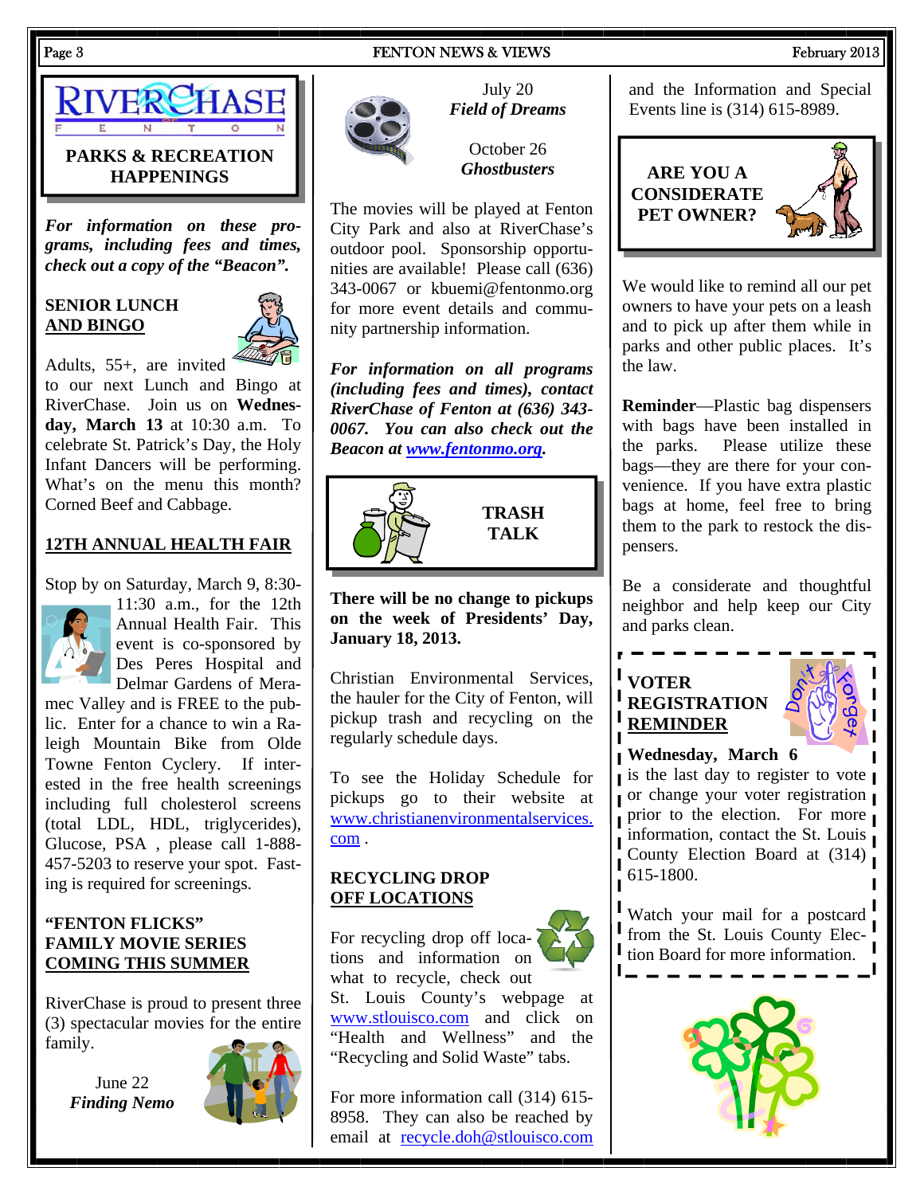# RIVERCHASE FENTON

## PARKS & RECREATION HAPPENINGS

***For information on these programs, including fees and times, check out a copy of the "Beacon".***

### SENIOR LUNCH AND BINGO

Adults, 55+, are invited to our next Lunch and Bingo at RiverChase. Join us on **Wednesday, March 13** at 10:30 a.m. To celebrate St. Patrick's Day, the Holy Infant Dancers will be performing. What's on the menu this month? Corned Beef and Cabbage.

### 12TH ANNUAL HEALTH FAIR

Stop by on Saturday, March 9, 8:30-11:30 a.m., for the 12th Annual Health Fair. This event is co-sponsored by Des Peres Hospital and Delmar Gardens of Meramec Valley and is FREE to the public. Enter for a chance to win a Raleigh Mountain Bike from Olde Towne Fenton Cyclery. If interested in the free health screenings including full cholesterol screens (total LDL, HDL, triglycerides), Glucose, PSA , please call 1-888-457-5203 to reserve your spot. Fasting is required for screenings.

### "FENTON FLICKS" FAMILY MOVIE SERIES COMING THIS SUMMER

RiverChase is proud to present three (3) spectacular movies for the entire family.

June 22
***Finding Nemo***

July 20
***Field of Dreams***

October 26
***Ghostbusters***

The movies will be played at Fenton City Park and also at RiverChase's outdoor pool. Sponsorship opportunities are available! Please call (636) 343-0067 or kbuemi@fentonmo.org for more event details and community partnership information.

***For information on all programs (including fees and times), contact RiverChase of Fenton at (636) 343-0067. You can also check out the Beacon at www.fentonmo.org.***

## TRASH TALK

**There will be no change to pickups on the week of Presidents' Day, January 18, 2013.**

Christian Environmental Services, the hauler for the City of Fenton, will pickup trash and recycling on the regularly schedule days.

To see the Holiday Schedule for pickups go to their website at www.christianenvironmentalservices.com .

### RECYCLING DROP OFF LOCATIONS

For recycling drop off locations and information on what to recycle, check out St. Louis County's webpage at www.stlouisco.com and click on "Health and Wellness" and the "Recycling and Solid Waste" tabs.

For more information call (314) 615-8958. They can also be reached by email at recycle.doh@stlouisco.com and the Information and Special Events line is (314) 615-8989.

## ARE YOU A CONSIDERATE PET OWNER?

We would like to remind all our pet owners to have your pets on a leash and to pick up after them while in parks and other public places. It's the law.

**Reminder**—Plastic bag dispensers with bags have been installed in the parks. Please utilize these bags—they are there for your convenience. If you have extra plastic bags at home, feel free to bring them to the park to restock the dispensers.

Be a considerate and thoughtful neighbor and help keep our City and parks clean.

## VOTER REGISTRATION REMINDER

**Wednesday, March 6** is the last day to register to vote or change your voter registration prior to the election. For more information, contact the St. Louis County Election Board at (314) 615-1800.

Watch your mail for a postcard from the St. Louis County Election Board for more information.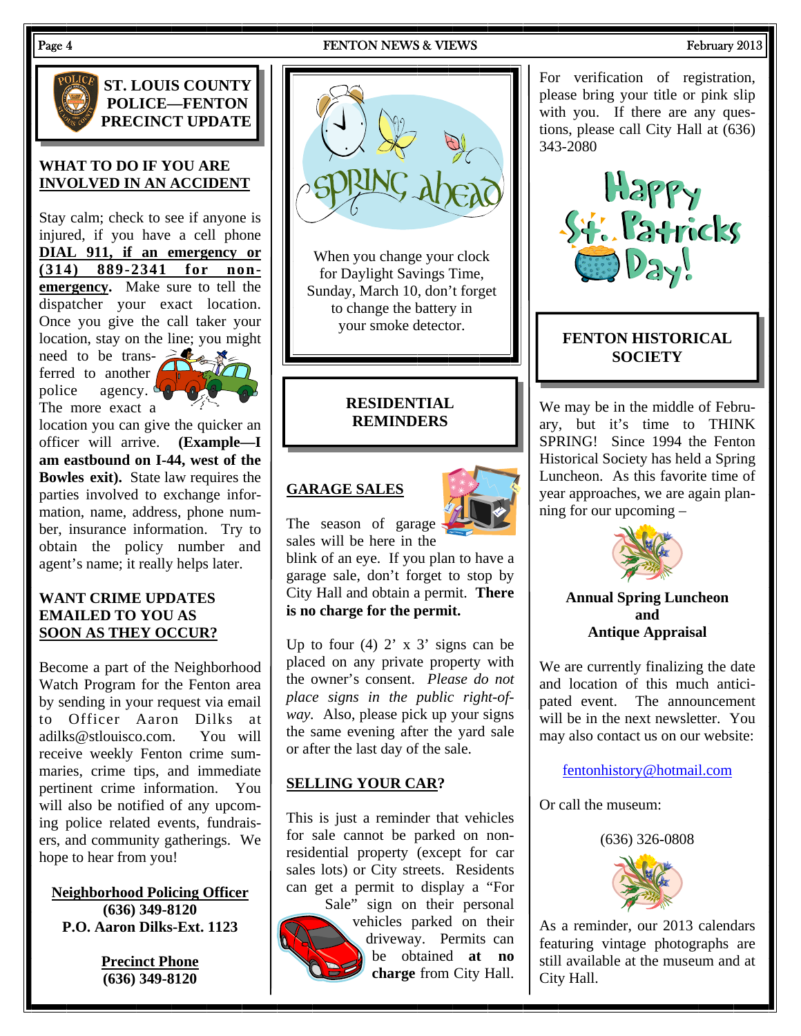## ST. LOUIS COUNTY POLICE—FENTON PRECINCT UPDATE

### WHAT TO DO IF YOU ARE INVOLVED IN AN ACCIDENT

Stay calm; check to see if anyone is injured, if you have a cell phone **DIAL 911, if an emergency or (314) 889-2341 for non-emergency**. Make sure to tell the dispatcher your exact location. Once you give the call taker your location, stay on the line; you might need to be transferred to another police agency. The more exact a location you can give the quicker an officer will arrive. **(Example—I am eastbound on I-44, west of the Bowles exit).** State law requires the parties involved to exchange information, name, address, phone number, insurance information. Try to obtain the policy number and agent's name; it really helps later.

### WANT CRIME UPDATES EMAILED TO YOU AS SOON AS THEY OCCUR?

Become a part of the Neighborhood Watch Program for the Fenton area by sending in your request via email to Officer Aaron Dilks at adilks@stlouisco.com. You will receive weekly Fenton crime summaries, crime tips, and immediate pertinent crime information. You will also be notified of any upcoming police related events, fundraisers, and community gatherings. We hope to hear from you!

**Neighborhood Policing Officer**
**(636) 349-8120**
**P.O. Aaron Dilks-Ext. 1123**

**Precinct Phone**
**(636) 349-8120**

SPRING ahead

When you change your clock for Daylight Savings Time, Sunday, March 10, don't forget to change the battery in your smoke detector.

## RESIDENTIAL REMINDERS

### GARAGE SALES

The season of garage sales will be here in the blink of an eye. If you plan to have a garage sale, don't forget to stop by City Hall and obtain a permit. **There is no charge for the permit.**

Up to four (4) 2' x 3' signs can be placed on any private property with the owner's consent. *Please do not place signs in the public right-of-way.* Also, please pick up your signs the same evening after the yard sale or after the last day of the sale.

### SELLING YOUR CAR?

This is just a reminder that vehicles for sale cannot be parked on non-residential property (except for car sales lots) or City streets. Residents can get a permit to display a "For Sale" sign on their personal vehicles parked on their driveway. Permits can be obtained **at no charge** from City Hall.

For verification of registration, please bring your title or pink slip with you. If there are any questions, please call City Hall at (636) 343-2080

Happy St. Patricks Day!

## FENTON HISTORICAL SOCIETY

We may be in the middle of February, but it's time to THINK SPRING! Since 1994 the Fenton Historical Society has held a Spring Luncheon. As this favorite time of year approaches, we are again planning for our upcoming –

**Annual Spring Luncheon**
**and**
**Antique Appraisal**

We are currently finalizing the date and location of this much anticipated event. The announcement will be in the next newsletter. You may also contact us on our website:

fentonhistory@hotmail.com

Or call the museum:

(636) 326-0808

As a reminder, our 2013 calendars featuring vintage photographs are still available at the museum and at City Hall.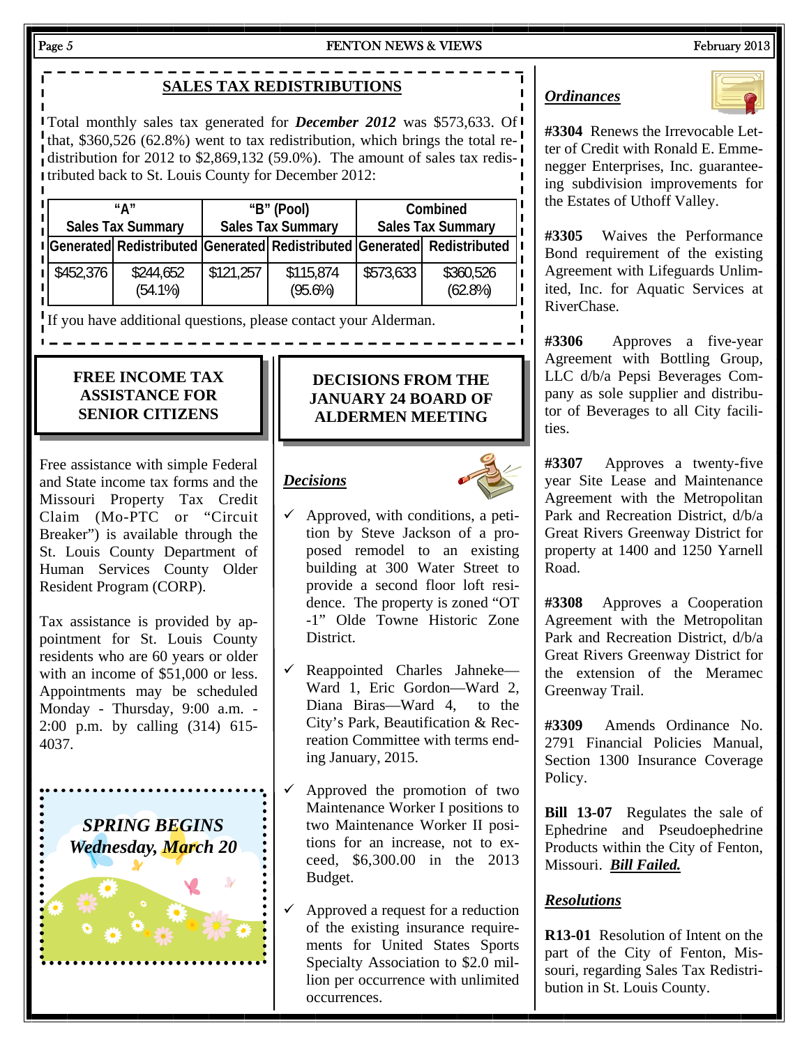## SALES TAX REDISTRIBUTIONS

Total monthly sales tax generated for ***December 2012*** was $573,633. Of that, $360,526 (62.8%) went to tax redistribution, which brings the total redistribution for 2012 to $2,869,132 (59.0%). The amount of sales tax redistributed back to St. Louis County for December 2012:

| "A" Sales Tax Summary | | "B" (Pool) Sales Tax Summary | | Combined Sales Tax Summary | |
|---|---|---|---|---|---|
| Generated | Redistributed | Generated | Redistributed | Generated | Redistributed |
| $452,376 | $244,652 (54.1%) | $121,257 | $115,874 (95.6%) | $573,633 | $360,526 (62.8%) |

If you have additional questions, please contact your Alderman.

## FREE INCOME TAX ASSISTANCE FOR SENIOR CITIZENS

Free assistance with simple Federal and State income tax forms and the Missouri Property Tax Credit Claim (Mo-PTC or "Circuit Breaker") is available through the St. Louis County Department of Human Services County Older Resident Program (CORP).

Tax assistance is provided by appointment for St. Louis County residents who are 60 years or older with an income of $51,000 or less. Appointments may be scheduled Monday - Thursday, 9:00 a.m. - 2:00 p.m. by calling (314) 615-4037.

***SPRING BEGINS***
***Wednesday, March 20***

## DECISIONS FROM THE JANUARY 24 BOARD OF ALDERMEN MEETING

***Decisions***

- ✓ Approved, with conditions, a petition by Steve Jackson of a proposed remodel to an existing building at 300 Water Street to provide a second floor loft residence. The property is zoned "OT-1" Olde Towne Historic Zone District.
- ✓ Reappointed Charles Jahneke—Ward 1, Eric Gordon—Ward 2, Diana Biras—Ward 4, to the City's Park, Beautification & Recreation Committee with terms ending January, 2015.
- ✓ Approved the promotion of two Maintenance Worker I positions to two Maintenance Worker II positions for an increase, not to exceed, $6,300.00 in the 2013 Budget.
- ✓ Approved a request for a reduction of the existing insurance requirements for United States Sports Specialty Association to $2.0 million per occurrence with unlimited occurrences.

***Ordinances***

**#3304** Renews the Irrevocable Letter of Credit with Ronald E. Emmenegger Enterprises, Inc. guaranteeing subdivision improvements for the Estates of Uthoff Valley.

**#3305** Waives the Performance Bond requirement of the existing Agreement with Lifeguards Unlimited, Inc. for Aquatic Services at RiverChase.

**#3306** Approves a five-year Agreement with Bottling Group, LLC d/b/a Pepsi Beverages Company as sole supplier and distributor of Beverages to all City facilities.

**#3307** Approves a twenty-five year Site Lease and Maintenance Agreement with the Metropolitan Park and Recreation District, d/b/a Great Rivers Greenway District for property at 1400 and 1250 Yarnell Road.

**#3308** Approves a Cooperation Agreement with the Metropolitan Park and Recreation District, d/b/a Great Rivers Greenway District for the extension of the Meramec Greenway Trail.

**#3309** Amends Ordinance No. 2791 Financial Policies Manual, Section 1300 Insurance Coverage Policy.

**Bill 13-07** Regulates the sale of Ephedrine and Pseudoephedrine Products within the City of Fenton, Missouri. ***Bill Failed.***

***Resolutions***

**R13-01** Resolution of Intent on the part of the City of Fenton, Missouri, regarding Sales Tax Redistribution in St. Louis County.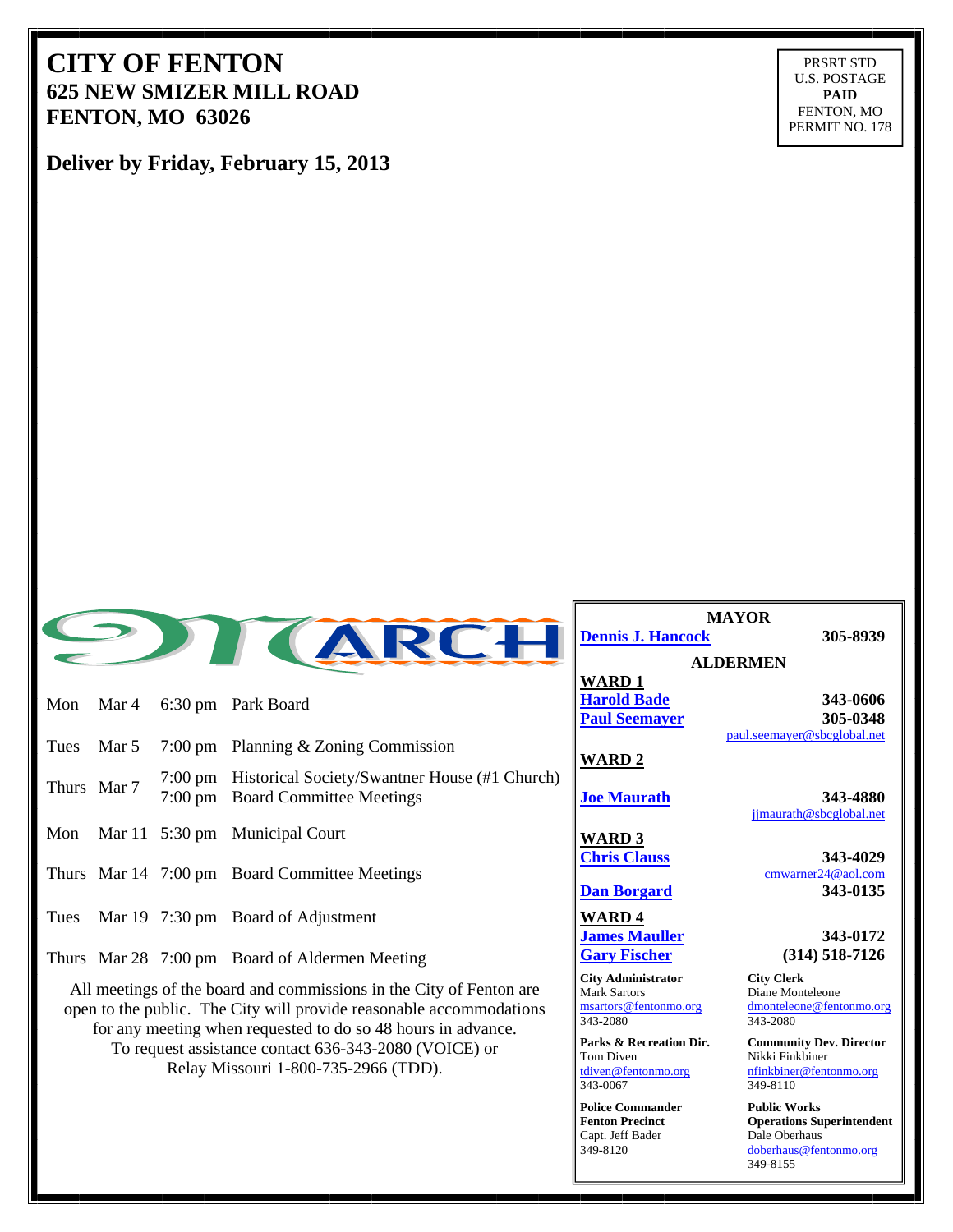# CITY OF FENTON
## 625 NEW SMIZER MILL ROAD
## FENTON, MO 63026

PRSRT STD
U.S. POSTAGE
**PAID**
FENTON, MO
PERMIT NO. 178

**Deliver by Friday, February 15, 2013**

## MARCH

| | | | |
|---|---|---|---|
| Mon | Mar 4 | 6:30 pm | Park Board |
| Tues | Mar 5 | 7:00 pm | Planning & Zoning Commission |
| Thurs | Mar 7 | 7:00 pm | Historical Society/Swantner House (#1 Church) |
| | | 7:00 pm | Board Committee Meetings |
| Mon | Mar 11 | 5:30 pm | Municipal Court |
| Thurs | Mar 14 | 7:00 pm | Board Committee Meetings |
| Tues | Mar 19 | 7:30 pm | Board of Adjustment |
| Thurs | Mar 28 | 7:00 pm | Board of Aldermen Meeting |

All meetings of the board and commissions in the City of Fenton are open to the public. The City will provide reasonable accommodations for any meeting when requested to do so 48 hours in advance. To request assistance contact 636-343-2080 (VOICE) or Relay Missouri 1-800-735-2966 (TDD).

**MAYOR**

**Dennis J. Hancock** 305-8939

**ALDERMEN**

**WARD 1**

**Harold Bade** 343-0606
**Paul Seemayer** 305-0348
paul.seemayer@sbcglobal.net

**WARD 2**

**Joe Maurath** 343-4880
jjmaurath@sbcglobal.net

**WARD 3**

**Chris Clauss** 343-4029
cmwarner24@aol.com
**Dan Borgard** 343-0135

**WARD 4**

**James Mauller** 343-0172
**Gary Fischer** (314) 518-7126

**City Administrator**
Mark Sartors
msartors@fentonmo.org
343-2080

**City Clerk**
Diane Monteleone
dmonteleone@fentonmo.org
343-2080

**Parks & Recreation Dir.**
Tom Diven
tdiven@fentonmo.org
343-0067

**Community Dev. Director**
Nikki Finkbiner
nfinkbiner@fentonmo.org
349-8110

**Police Commander**
**Fenton Precinct**
Capt. Jeff Bader
349-8120

**Public Works**
**Operations Superintendent**
Dale Oberhaus
doberhaus@fentonmo.org
349-8155